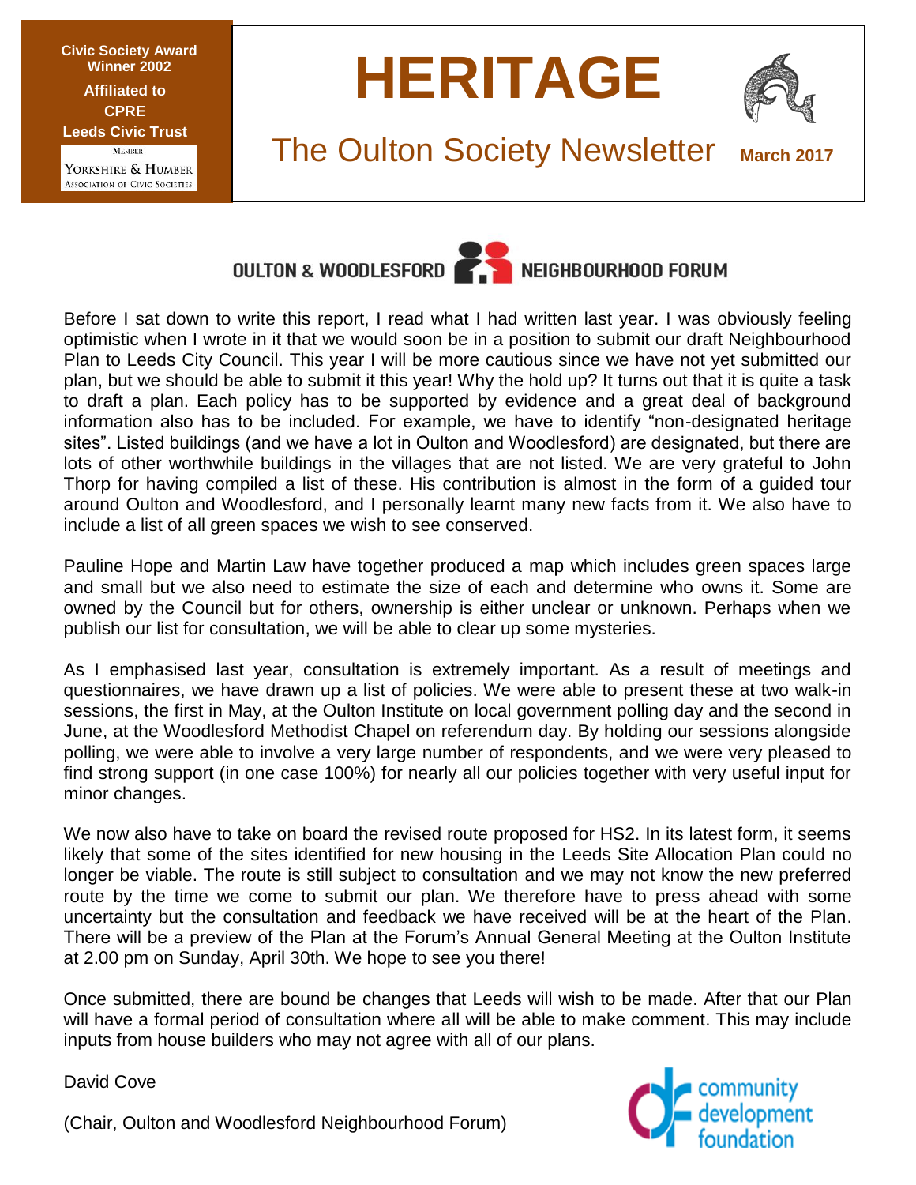Civic Society Award Winner 2002

Affiliated to CPRE

Leeds Civic Trust

Member Yorkshire & Humber Association of Civic Societies

# HERITAGE

## The Oulton Society Newsletter

**March 2017**

### OULTON & WOODLESFORD NEIGHBOURHOOD FORUM

Before I sat down to write this report, I read what I had written last year. I was obviously feeling optimistic when I wrote in it that we would soon be in a position to submit our draft Neighbourhood Plan to Leeds City Council. This year I will be more cautious since we have not yet submitted our plan, but we should be able to submit it this year! Why the hold up? It turns out that it is quite a task to draft a plan. Each policy has to be supported by evidence and a great deal of background information also has to be included. For example, we have to identify "non-designated heritage sites". Listed buildings (and we have a lot in Oulton and Woodlesford) are designated, but there are lots of other worthwhile buildings in the villages that are not listed. We are very grateful to John Thorp for having compiled a list of these. His contribution is almost in the form of a guided tour around Oulton and Woodlesford, and I personally learnt many new facts from it. We also have to include a list of all green spaces we wish to see conserved.

Pauline Hope and Martin Law have together produced a map which includes green spaces large and small but we also need to estimate the size of each and determine who owns it. Some are owned by the Council but for others, ownership is either unclear or unknown. Perhaps when we publish our list for consultation, we will be able to clear up some mysteries.

As I emphasised last year, consultation is extremely important. As a result of meetings and questionnaires, we have drawn up a list of policies. We were able to present these at two walk-in sessions, the first in May, at the Oulton Institute on local government polling day and the second in June, at the Woodlesford Methodist Chapel on referendum day. By holding our sessions alongside polling, we were able to involve a very large number of respondents, and we were very pleased to find strong support (in one case 100%) for nearly all our policies together with very useful input for minor changes.

We now also have to take on board the revised route proposed for HS2. In its latest form, it seems likely that some of the sites identified for new housing in the Leeds Site Allocation Plan could no longer be viable. The route is still subject to consultation and we may not know the new preferred route by the time we come to submit our plan. We therefore have to press ahead with some uncertainty but the consultation and feedback we have received will be at the heart of the Plan. There will be a preview of the Plan at the Forum's Annual General Meeting at the Oulton Institute at 2.00 pm on Sunday, April 30th. We hope to see you there!

Once submitted, there are bound be changes that Leeds will wish to be made. After that our Plan will have a formal period of consultation where all will be able to make comment. This may include inputs from house builders who may not agree with all of our plans.

David Cove

(Chair, Oulton and Woodlesford Neighbourhood Forum)

community development foundation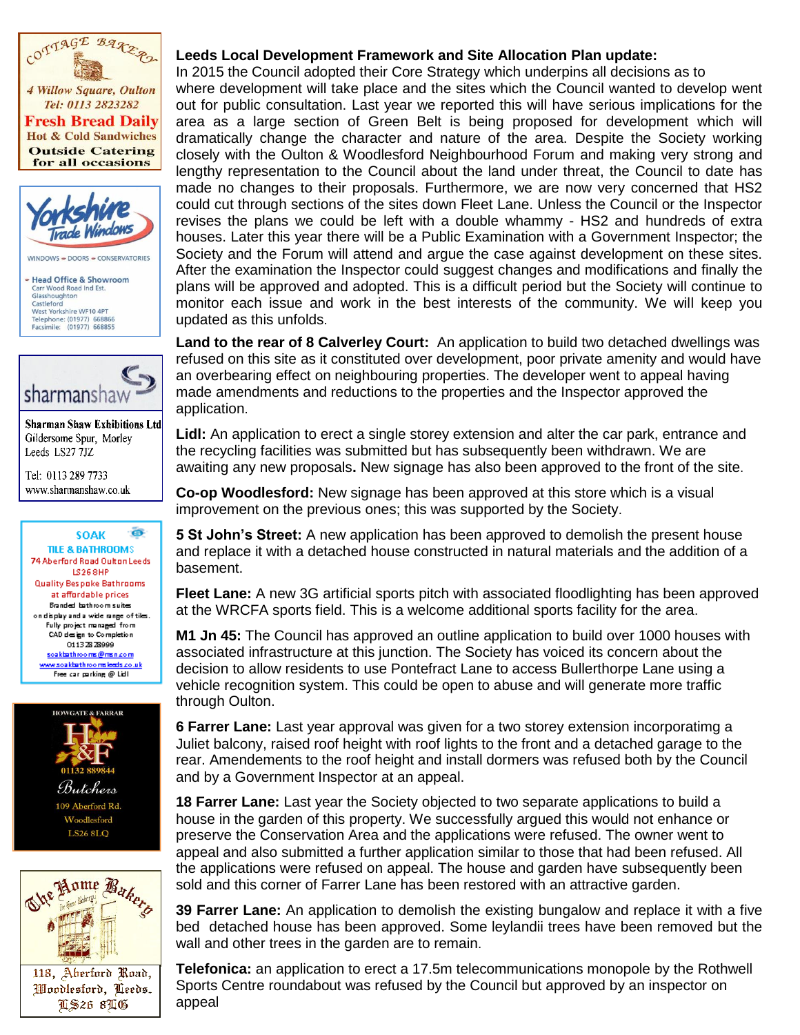Cottage Bakery
4 Willow Square, Oulton
Tel: 0113 2823282
**Fresh Bread Daily**
Hot & Cold Sandwiches
Outside Catering for all occasions

Yorkshire Trade Windows
WINDOWS – DOORS – CONSERVATORIES
Head Office & Showroom
Carr Wood Road Ind Est.
Glasshoughton
Castleford
West Yorkshire WF10 4PT
Telephone: (01977) 668866
Facsimile: (01977) 668855

sharmanshaw
**Sharman Shaw Exhibitions Ltd**
Gildersome Spur, Morley
Leeds LS27 7JZ
Tel: 0113 289 7733
www.sharmanshaw.co.uk

SOAK
TILE & BATHROOMS
74 Aberford Road Oulton Leeds LS26 8HP
Quality Bespoke Bathrooms at affordable prices
Branded bathroom suites on display and a wide range of tiles.
Fully project managed from CAD design to Completion
0113 2828999
soakbathrooms@msn.com
www.soakbathroomsleeds.co.uk
Free car parking @ Lidl

HOWGATE & FARRAR
H&F
01132 889844
Butchers
109 Aberford Rd.
Woodlesford
LS26 8LQ

The Home Bakery
118, Aberford Road,
Woodlesford, Leeds.
LS26 8LG

**Leeds Local Development Framework and Site Allocation Plan update:**
In 2015 the Council adopted their Core Strategy which underpins all decisions as to where development will take place and the sites which the Council wanted to develop went out for public consultation. Last year we reported this will have serious implications for the area as a large section of Green Belt is being proposed for development which will dramatically change the character and nature of the area. Despite the Society working closely with the Oulton & Woodlesford Neighbourhood Forum and making very strong and lengthy representation to the Council about the land under threat, the Council to date has made no changes to their proposals. Furthermore, we are now very concerned that HS2 could cut through sections of the sites down Fleet Lane. Unless the Council or the Inspector revises the plans we could be left with a double whammy - HS2 and hundreds of extra houses. Later this year there will be a Public Examination with a Government Inspector; the Society and the Forum will attend and argue the case against development on these sites. After the examination the Inspector could suggest changes and modifications and finally the plans will be approved and adopted. This is a difficult period but the Society will continue to monitor each issue and work in the best interests of the community. We will keep you updated as this unfolds.

**Land to the rear of 8 Calverley Court:** An application to build two detached dwellings was refused on this site as it constituted over development, poor private amenity and would have an overbearing effect on neighbouring properties. The developer went to appeal having made amendments and reductions to the properties and the Inspector approved the application.

**Lidl:** An application to erect a single storey extension and alter the car park, entrance and the recycling facilities was submitted but has subsequently been withdrawn. We are awaiting any new proposals**.** New signage has also been approved to the front of the site.

**Co-op Woodlesford:** New signage has been approved at this store which is a visual improvement on the previous ones; this was supported by the Society.

**5 St John's Street:** A new application has been approved to demolish the present house and replace it with a detached house constructed in natural materials and the addition of a basement.

**Fleet Lane:** A new 3G artificial sports pitch with associated floodlighting has been approved at the WRCFA sports field. This is a welcome additional sports facility for the area.

**M1 Jn 45:** The Council has approved an outline application to build over 1000 houses with associated infrastructure at this junction. The Society has voiced its concern about the decision to allow residents to use Pontefract Lane to access Bullerthorpe Lane using a vehicle recognition system. This could be open to abuse and will generate more traffic through Oulton.

**6 Farrer Lane:** Last year approval was given for a two storey extension incorporatimg a Juliet balcony, raised roof height with roof lights to the front and a detached garage to the rear. Amendements to the roof height and install dormers was refused both by the Council and by a Government Inspector at an appeal.

**18 Farrer Lane:** Last year the Society objected to two separate applications to build a house in the garden of this property. We successfully argued this would not enhance or preserve the Conservation Area and the applications were refused. The owner went to appeal and also submitted a further application similar to those that had been refused. All the applications were refused on appeal. The house and garden have subsequently been sold and this corner of Farrer Lane has been restored with an attractive garden.

**39 Farrer Lane:** An application to demolish the existing bungalow and replace it with a five bed detached house has been approved. Some leylandii trees have been removed but the wall and other trees in the garden are to remain.

**Telefonica:** an application to erect a 17.5m telecommunications monopole by the Rothwell Sports Centre roundabout was refused by the Council but approved by an inspector on appeal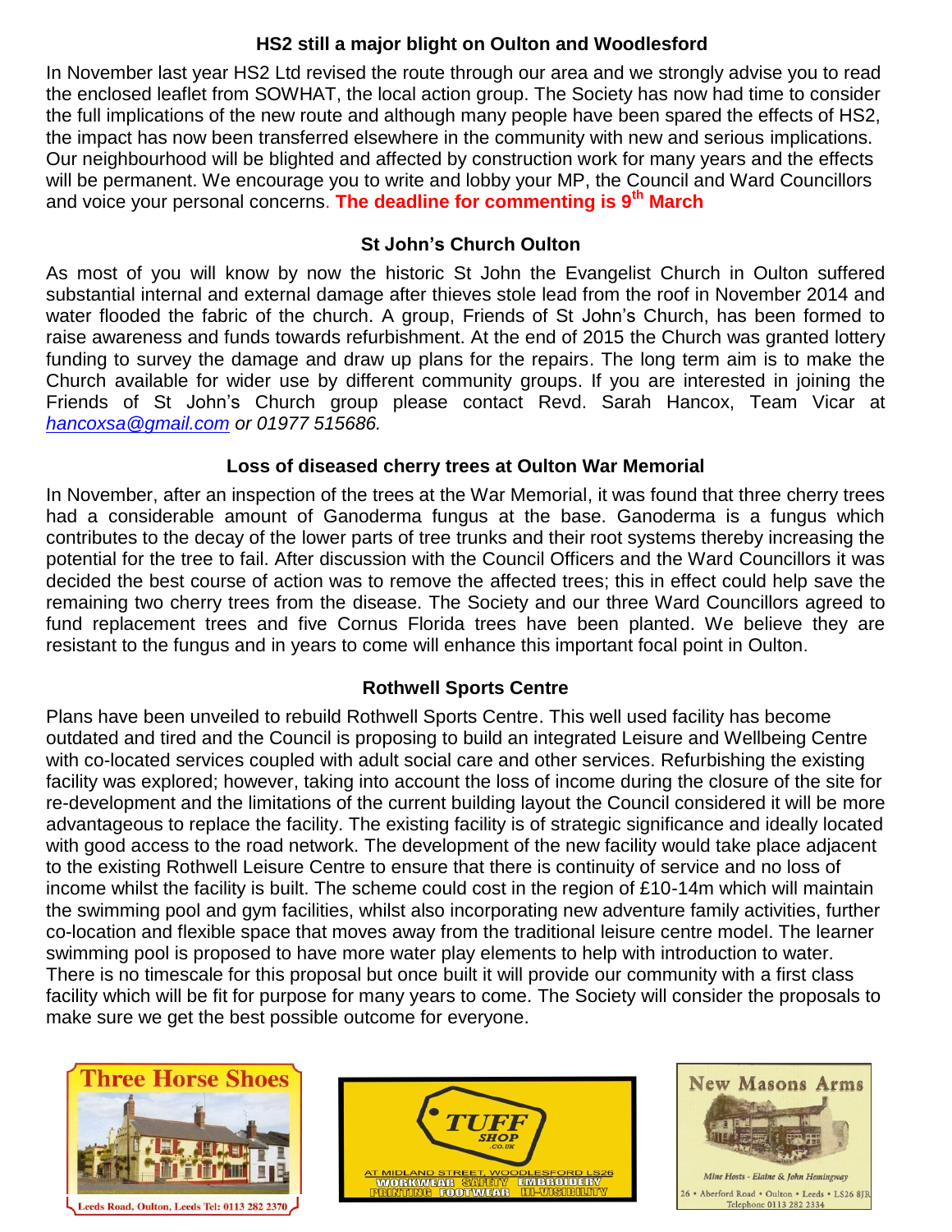## HS2 still a major blight on Oulton and Woodlesford

In November last year HS2 Ltd revised the route through our area and we strongly advise you to read the enclosed leaflet from SOWHAT, the local action group. The Society has now had time to consider the full implications of the new route and although many people have been spared the effects of HS2, the impact has now been transferred elsewhere in the community with new and serious implications. Our neighbourhood will be blighted and affected by construction work for many years and the effects will be permanent. We encourage you to write and lobby your MP, the Council and Ward Councillors and voice your personal concerns. **The deadline for commenting is 9th March**

## St John's Church Oulton

As most of you will know by now the historic St John the Evangelist Church in Oulton suffered substantial internal and external damage after thieves stole lead from the roof in November 2014 and water flooded the fabric of the church. A group, Friends of St John's Church, has been formed to raise awareness and funds towards refurbishment. At the end of 2015 the Church was granted lottery funding to survey the damage and draw up plans for the repairs. The long term aim is to make the Church available for wider use by different community groups. If you are interested in joining the Friends of St John's Church group please contact Revd. Sarah Hancox, Team Vicar at *hancoxsa@gmail.com or 01977 515686.*

## Loss of diseased cherry trees at Oulton War Memorial

In November, after an inspection of the trees at the War Memorial, it was found that three cherry trees had a considerable amount of Ganoderma fungus at the base. Ganoderma is a fungus which contributes to the decay of the lower parts of tree trunks and their root systems thereby increasing the potential for the tree to fail. After discussion with the Council Officers and the Ward Councillors it was decided the best course of action was to remove the affected trees; this in effect could help save the remaining two cherry trees from the disease. The Society and our three Ward Councillors agreed to fund replacement trees and five Cornus Florida trees have been planted. We believe they are resistant to the fungus and in years to come will enhance this important focal point in Oulton.

## Rothwell Sports Centre

Plans have been unveiled to rebuild Rothwell Sports Centre. This well used facility has become outdated and tired and the Council is proposing to build an integrated Leisure and Wellbeing Centre with co-located services coupled with adult social care and other services. Refurbishing the existing facility was explored; however, taking into account the loss of income during the closure of the site for re-development and the limitations of the current building layout the Council considered it will be more advantageous to replace the facility. The existing facility is of strategic significance and ideally located with good access to the road network. The development of the new facility would take place adjacent to the existing Rothwell Leisure Centre to ensure that there is continuity of service and no loss of income whilst the facility is built. The scheme could cost in the region of £10-14m which will maintain the swimming pool and gym facilities, whilst also incorporating new adventure family activities, further co-location and flexible space that moves away from the traditional leisure centre model. The learner swimming pool is proposed to have more water play elements to help with introduction to water. There is no timescale for this proposal but once built it will provide our community with a first class facility which will be fit for purpose for many years to come. The Society will consider the proposals to make sure we get the best possible outcome for everyone.

**Three Horse Shoes**
Leeds Road, Oulton, Leeds Tel: 0113 282 2370

**TUFF SHOP .CO.UK**
AT MIDLAND STREET, WOODLESFORD LS26
WORKWEAR SAFETY EMBROIDERY PRINTING FOOTWEAR HI-VISIBILITY

**New Masons Arms**
Mine Hosts - Elaine & John Hemingway
26 • Aberford Road • Oulton • Leeds • LS26 8JR
Telephone 0113 282 2334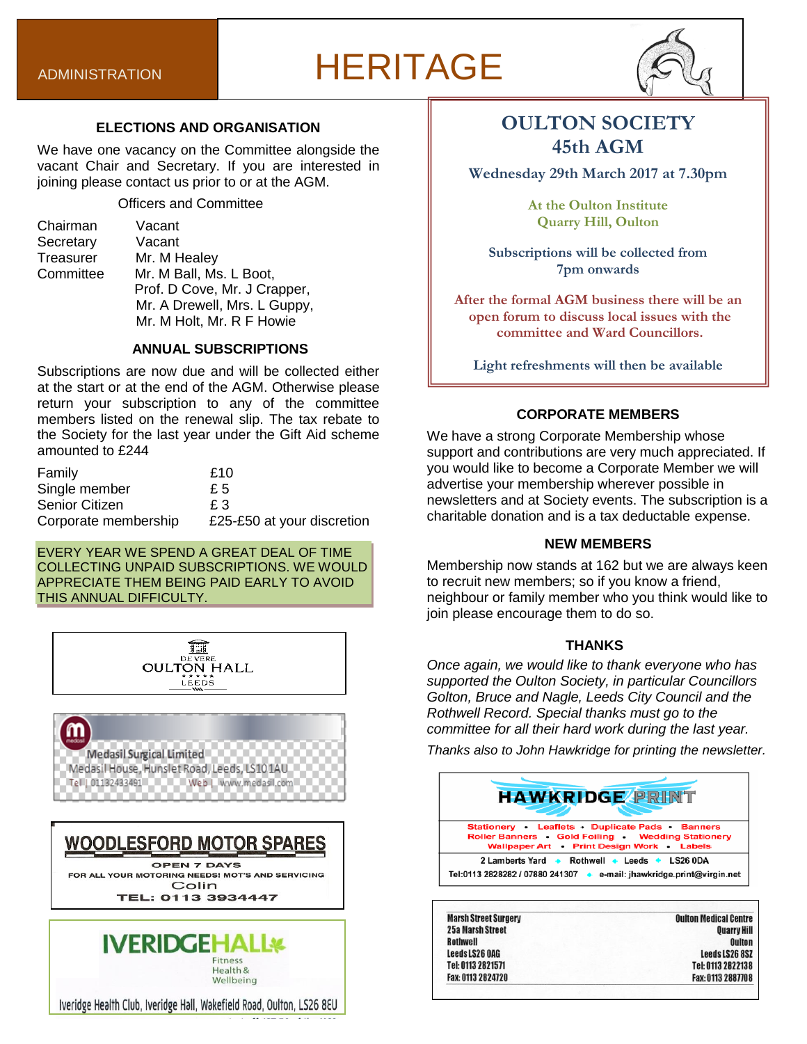ADMINISTRATION

# HERITAGE

## ELECTIONS AND ORGANISATION

We have one vacancy on the Committee alongside the vacant Chair and Secretary. If you are interested in joining please contact us prior to or at the AGM.

Officers and Committee

| | |
|---|---|
| Chairman | Vacant |
| Secretary | Vacant |
| Treasurer | Mr. M Healey |
| Committee | Mr. M Ball, Ms. L Boot, Prof. D Cove, Mr. J Crapper, Mr. A Drewell, Mrs. L Guppy, Mr. M Holt, Mr. R F Howie |

## ANNUAL SUBSCRIPTIONS

Subscriptions are now due and will be collected either at the start or at the end of the AGM. Otherwise please return your subscription to any of the committee members listed on the renewal slip. The tax rebate to the Society for the last year under the Gift Aid scheme amounted to £244

| | |
|---|---|
| Family | £10 |
| Single member | £ 5 |
| Senior Citizen | £ 3 |
| Corporate membership | £25-£50 at your discretion |

EVERY YEAR WE SPEND A GREAT DEAL OF TIME COLLECTING UNPAID SUBSCRIPTIONS. WE WOULD APPRECIATE THEM BEING PAID EARLY TO AVOID THIS ANNUAL DIFFICULTY.

DE VERE OULTON HALL LEEDS

Medasil Surgical Limited
Medasil House, Hunslet Road, Leeds, LS10 1AU
Tel | 01132433491 Web | www.medasil.com

WOODLESFORD MOTOR SPARES
OPEN 7 DAYS
FOR ALL YOUR MOTORING NEEDS! MOT'S AND SERVICING
Colin
TEL: 0113 3934447

IVERIDGEHALL
Fitness Health & Wellbeing
Iveridge Health Club, Iveridge Hall, Wakefield Road, Oulton, LS26 8EU

## OULTON SOCIETY 45th AGM

**Wednesday 29th March 2017 at 7.30pm**

**At the Oulton Institute**
**Quarry Hill, Oulton**

**Subscriptions will be collected from 7pm onwards**

**After the formal AGM business there will be an open forum to discuss local issues with the committee and Ward Councillors.**

**Light refreshments will then be available**

## CORPORATE MEMBERS

We have a strong Corporate Membership whose support and contributions are very much appreciated. If you would like to become a Corporate Member we will advertise your membership wherever possible in newsletters and at Society events. The subscription is a charitable donation and is a tax deductable expense.

## NEW MEMBERS

Membership now stands at 162 but we are always keen to recruit new members; so if you know a friend, neighbour or family member who you think would like to join please encourage them to do so.

## THANKS

*Once again, we would like to thank everyone who has supported the Oulton Society, in particular Councillors Golton, Bruce and Nagle, Leeds City Council and the Rothwell Record. Special thanks must go to the committee for all their hard work during the last year.*

*Thanks also to John Hawkridge for printing the newsletter.*

HAWKRIDGE PRINT
Stationery • Leaflets • Duplicate Pads • Banners
Roller Banners • Gold Foiling • Wedding Stationery
Wallpaper Art • Print Design Work • Labels
2 Lamberts Yard • Rothwell • Leeds • LS26 0DA
Tel:0113 2828282 / 07880 241307 • e-mail: jhawkridge.print@virgin.net

| | |
|---|---|
| Marsh Street Surgery | Oulton Medical Centre |
| 25a Marsh Street | Quarry Hill |
| Rothwell | Oulton |
| Leeds LS26 0AG | Leeds LS26 8SZ |
| Tel: 0113 2821571 | Tel: 0113 2822138 |
| Fax: 0113 2824720 | Fax: 0113 2887708 |